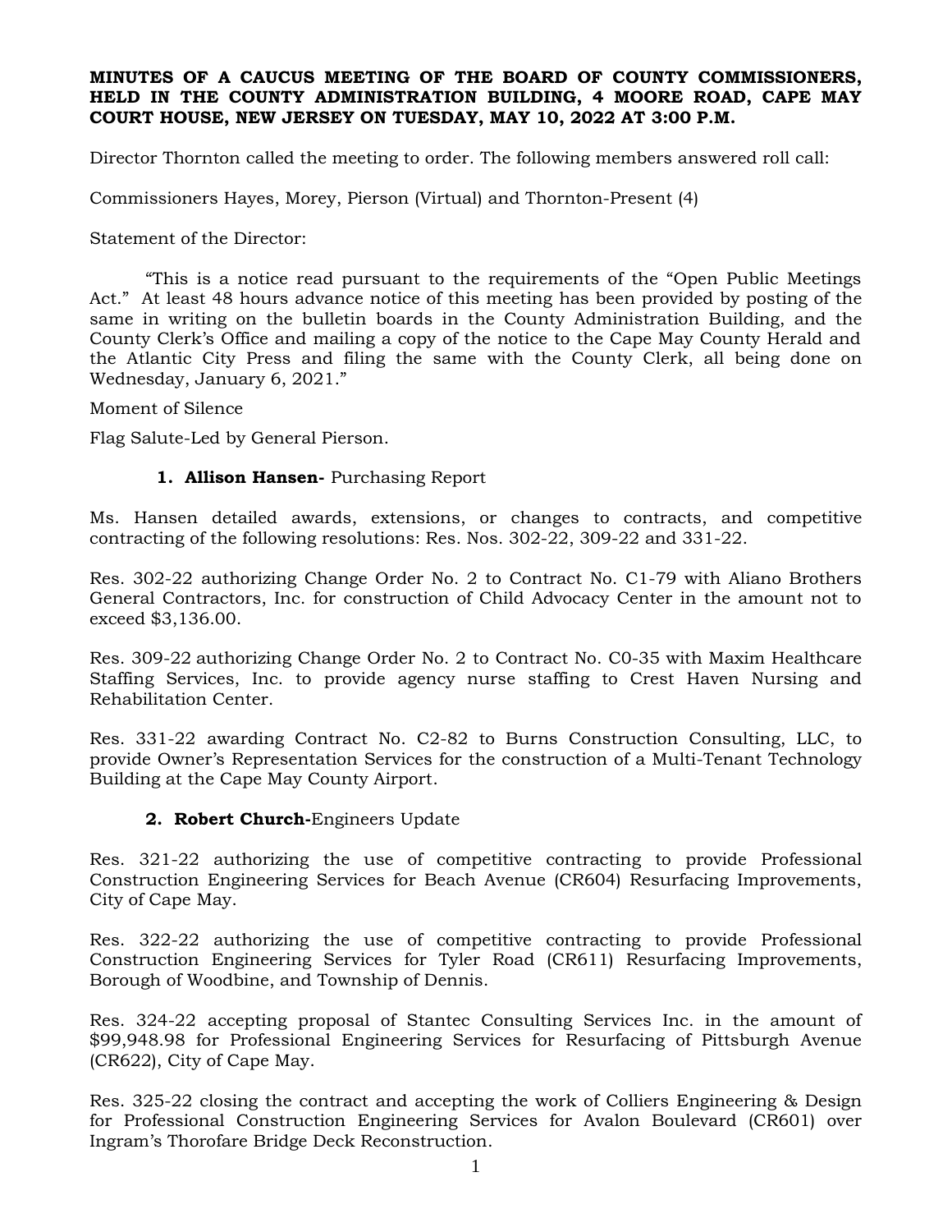**MINUTES OF A CAUCUS MEETING OF THE BOARD OF COUNTY COMMISSIONERS, HELD IN THE COUNTY ADMINISTRATION BUILDING, 4 MOORE ROAD, CAPE MAY COURT HOUSE, NEW JERSEY ON TUESDAY, MAY 10, 2022 AT 3:00 P.M.**

Director Thornton called the meeting to order. The following members answered roll call:

Commissioners Hayes, Morey, Pierson (Virtual) and Thornton-Present (4)

Statement of the Director:

"This is a notice read pursuant to the requirements of the "Open Public Meetings Act." At least 48 hours advance notice of this meeting has been provided by posting of the same in writing on the bulletin boards in the County Administration Building, and the County Clerk's Office and mailing a copy of the notice to the Cape May County Herald and the Atlantic City Press and filing the same with the County Clerk, all being done on Wednesday, January 6, 2021."

Moment of Silence

Flag Salute-Led by General Pierson.

1. **Allison Hansen-** Purchasing Report

Ms. Hansen detailed awards, extensions, or changes to contracts, and competitive contracting of the following resolutions: Res. Nos. 302-22, 309-22 and 331-22.

Res. 302-22 authorizing Change Order No. 2 to Contract No. C1-79 with Aliano Brothers General Contractors, Inc. for construction of Child Advocacy Center in the amount not to exceed $3,136.00.

Res. 309-22 authorizing Change Order No. 2 to Contract No. C0-35 with Maxim Healthcare Staffing Services, Inc. to provide agency nurse staffing to Crest Haven Nursing and Rehabilitation Center.

Res. 331-22 awarding Contract No. C2-82 to Burns Construction Consulting, LLC, to provide Owner's Representation Services for the construction of a Multi-Tenant Technology Building at the Cape May County Airport.

2. **Robert Church-**Engineers Update

Res. 321-22 authorizing the use of competitive contracting to provide Professional Construction Engineering Services for Beach Avenue (CR604) Resurfacing Improvements, City of Cape May.

Res. 322-22 authorizing the use of competitive contracting to provide Professional Construction Engineering Services for Tyler Road (CR611) Resurfacing Improvements, Borough of Woodbine, and Township of Dennis.

Res. 324-22 accepting proposal of Stantec Consulting Services Inc. in the amount of $99,948.98 for Professional Engineering Services for Resurfacing of Pittsburgh Avenue (CR622), City of Cape May.

Res. 325-22 closing the contract and accepting the work of Colliers Engineering & Design for Professional Construction Engineering Services for Avalon Boulevard (CR601) over Ingram's Thorofare Bridge Deck Reconstruction.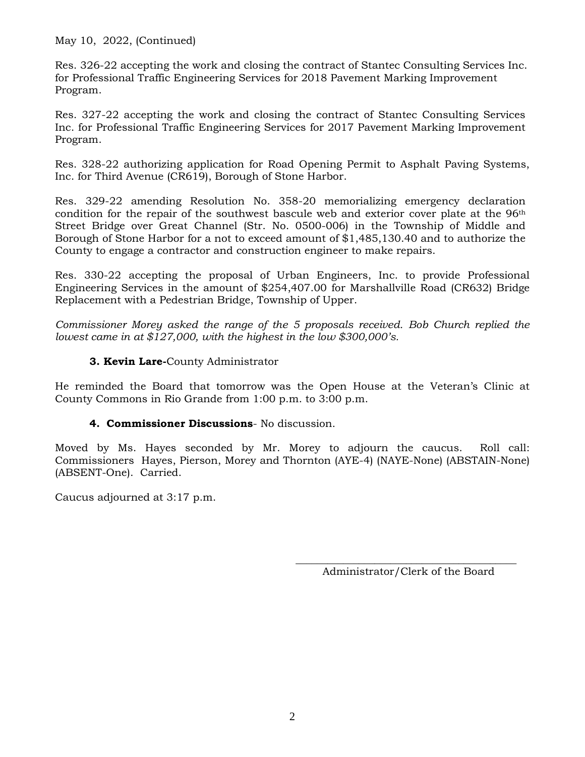May 10, 2022, (Continued)

Res. 326-22 accepting the work and closing the contract of Stantec Consulting Services Inc. for Professional Traffic Engineering Services for 2018 Pavement Marking Improvement Program.

Res. 327-22 accepting the work and closing the contract of Stantec Consulting Services Inc. for Professional Traffic Engineering Services for 2017 Pavement Marking Improvement Program.

Res. 328-22 authorizing application for Road Opening Permit to Asphalt Paving Systems, Inc. for Third Avenue (CR619), Borough of Stone Harbor.

Res. 329-22 amending Resolution No. 358-20 memorializing emergency declaration condition for the repair of the southwest bascule web and exterior cover plate at the 96th Street Bridge over Great Channel (Str. No. 0500-006) in the Township of Middle and Borough of Stone Harbor for a not to exceed amount of $1,485,130.40 and to authorize the County to engage a contractor and construction engineer to make repairs.

Res. 330-22 accepting the proposal of Urban Engineers, Inc. to provide Professional Engineering Services in the amount of $254,407.00 for Marshallville Road (CR632) Bridge Replacement with a Pedestrian Bridge, Township of Upper.

*Commissioner Morey asked the range of the 5 proposals received. Bob Church replied the lowest came in at $127,000, with the highest in the low $300,000's.*

**3. Kevin Lare-**County Administrator

He reminded the Board that tomorrow was the Open House at the Veteran's Clinic at County Commons in Rio Grande from 1:00 p.m. to 3:00 p.m.

**4. Commissioner Discussions**- No discussion.

Moved by Ms. Hayes seconded by Mr. Morey to adjourn the caucus. Roll call: Commissioners Hayes, Pierson, Morey and Thornton (AYE-4) (NAYE-None) (ABSTAIN-None) (ABSENT-One). Carried.

Caucus adjourned at 3:17 p.m.

\_\_\_\_\_\_\_\_\_\_\_\_\_\_\_\_\_\_\_\_\_\_\_\_\_\_\_\_\_\_\_\_\_\_\_\_\_\_\_\_

Administrator/Clerk of the Board